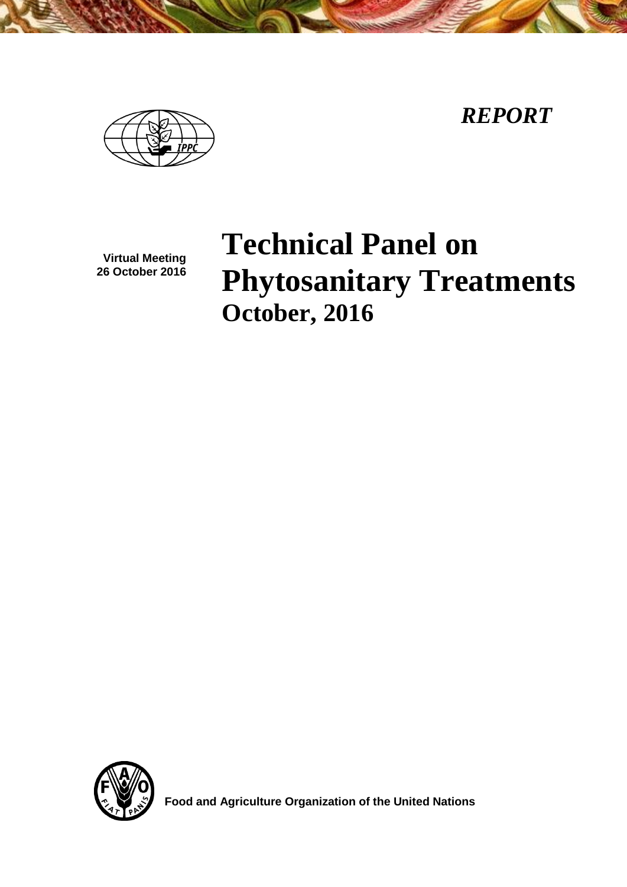*REPORT*

Virtual Meeting
26 October 2016

# Technical Panel on Phytosanitary Treatments

## October, 2016

Food and Agriculture Organization of the United Nations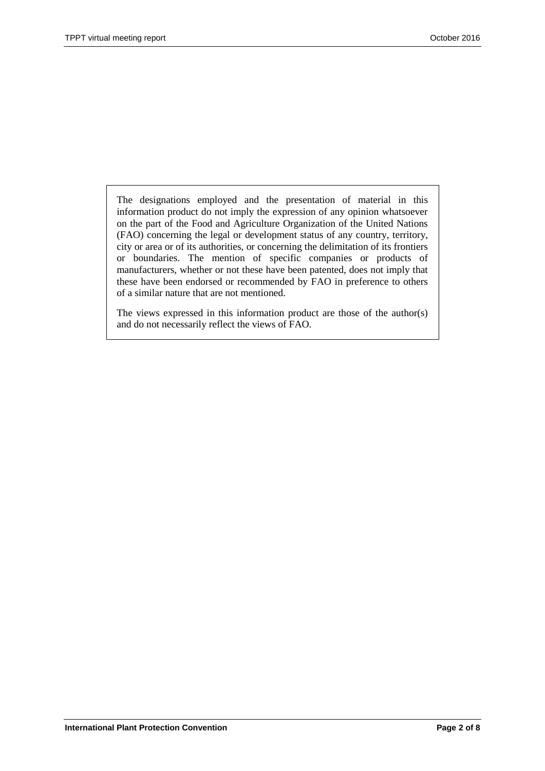The designations employed and the presentation of material in this information product do not imply the expression of any opinion whatsoever on the part of the Food and Agriculture Organization of the United Nations (FAO) concerning the legal or development status of any country, territory, city or area or of its authorities, or concerning the delimitation of its frontiers or boundaries. The mention of specific companies or products of manufacturers, whether or not these have been patented, does not imply that these have been endorsed or recommended by FAO in preference to others of a similar nature that are not mentioned.

The views expressed in this information product are those of the author(s) and do not necessarily reflect the views of FAO.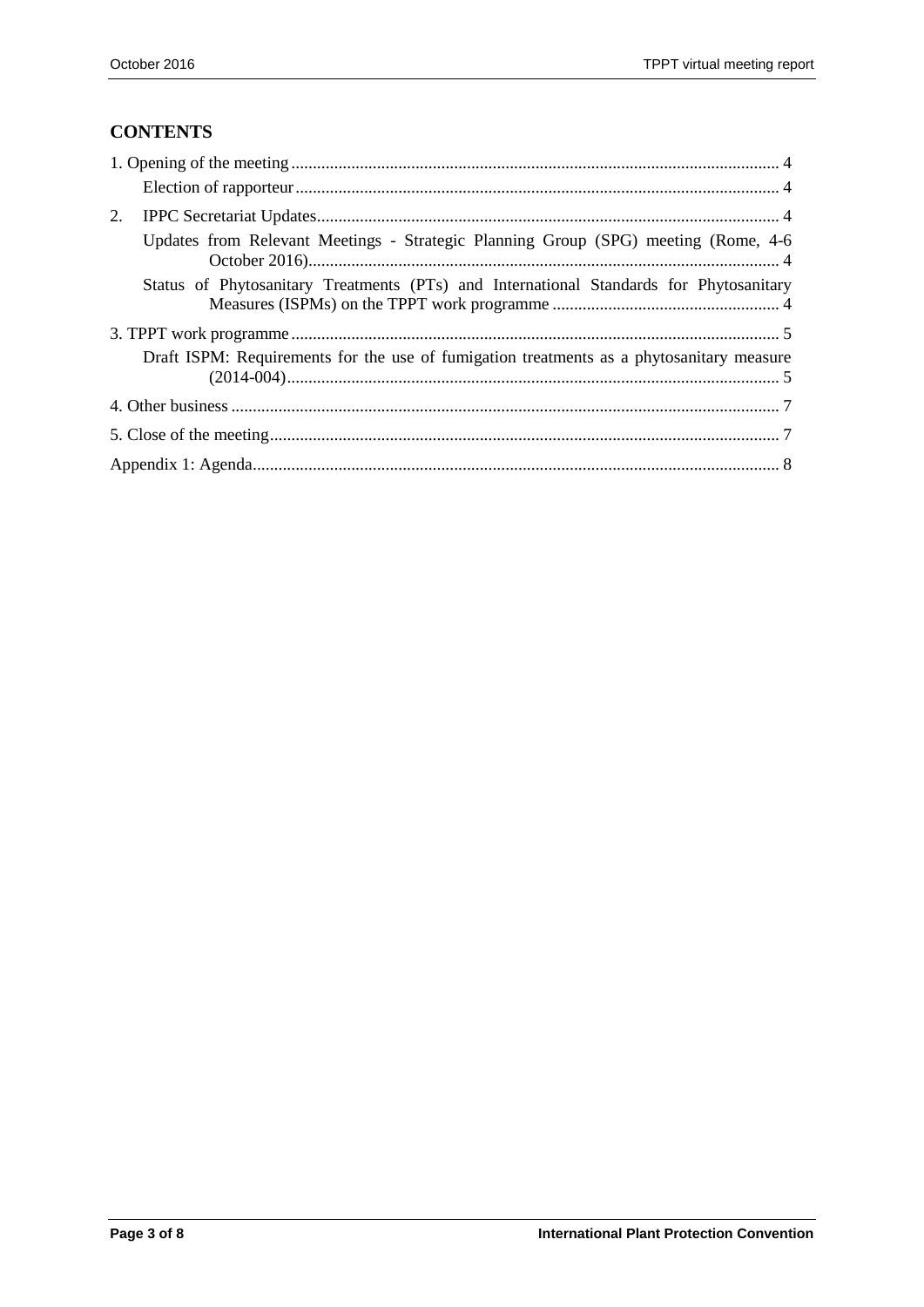## CONTENTS

1. Opening of the meeting ........................................................................................................ 4

    Election of rapporteur ........................................................................................................ 4

2. IPPC Secretariat Updates ........................................................................................................ 4

    Updates from Relevant Meetings - Strategic Planning Group (SPG) meeting (Rome, 4-6 October 2016) ........................................................................................................ 4

    Status of Phytosanitary Treatments (PTs) and International Standards for Phytosanitary Measures (ISPMs) on the TPPT work programme ........................................................................................................ 4

3. TPPT work programme ........................................................................................................ 5

    Draft ISPM: Requirements for the use of fumigation treatments as a phytosanitary measure (2014-004) ........................................................................................................ 5

4. Other business ........................................................................................................ 7

5. Close of the meeting ........................................................................................................ 7

Appendix 1: Agenda ........................................................................................................ 8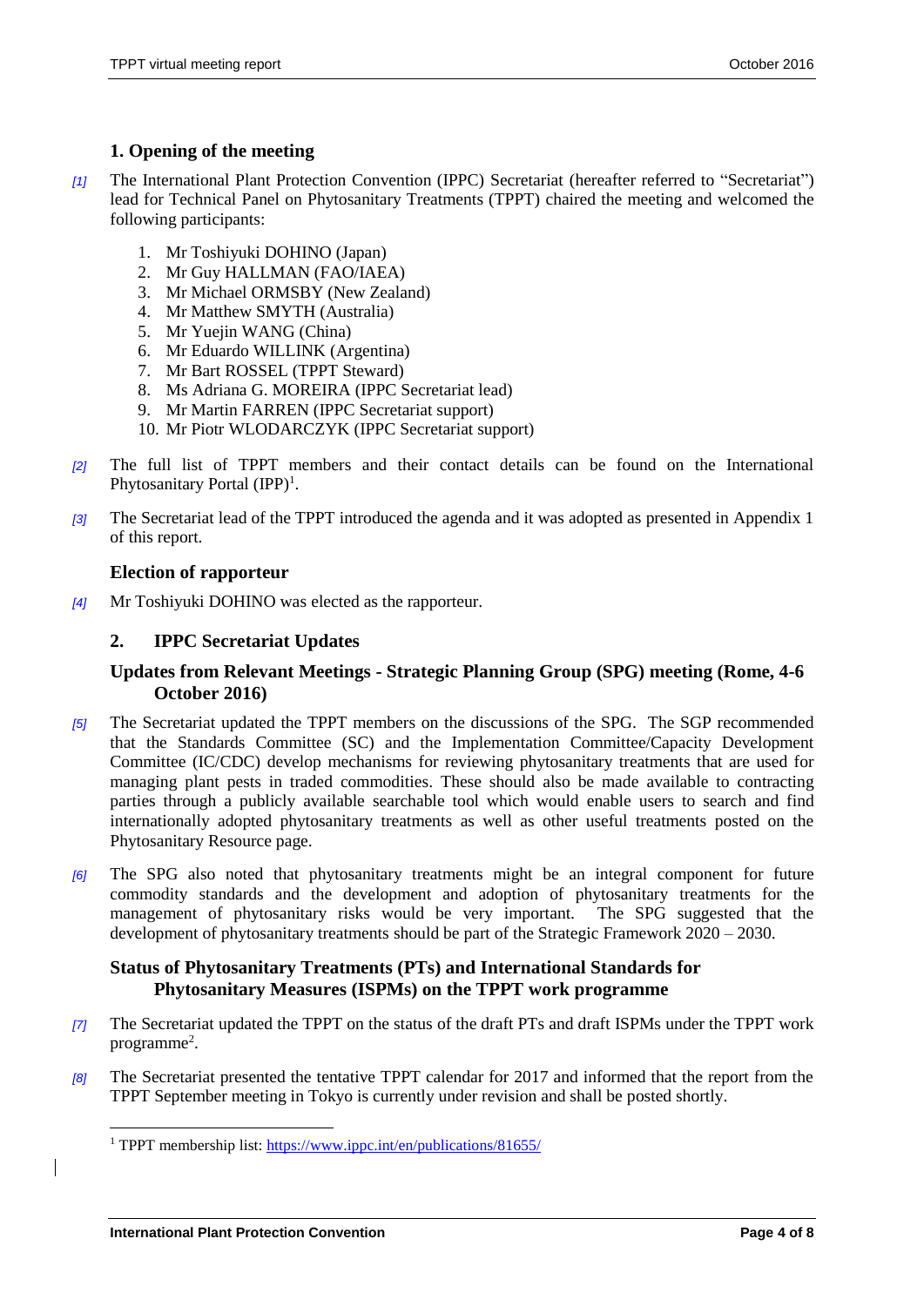## 1. Opening of the meeting

[1] The International Plant Protection Convention (IPPC) Secretariat (hereafter referred to "Secretariat") lead for Technical Panel on Phytosanitary Treatments (TPPT) chaired the meeting and welcomed the following participants:

1. Mr Toshiyuki DOHINO (Japan)
2. Mr Guy HALLMAN (FAO/IAEA)
3. Mr Michael ORMSBY (New Zealand)
4. Mr Matthew SMYTH (Australia)
5. Mr Yuejin WANG (China)
6. Mr Eduardo WILLINK (Argentina)
7. Mr Bart ROSSEL (TPPT Steward)
8. Ms Adriana G. MOREIRA (IPPC Secretariat lead)
9. Mr Martin FARREN (IPPC Secretariat support)
10. Mr Piotr WLODARCZYK (IPPC Secretariat support)

[2] The full list of TPPT members and their contact details can be found on the International Phytosanitary Portal (IPP)[1].

[3] The Secretariat lead of the TPPT introduced the agenda and it was adopted as presented in Appendix 1 of this report.

### Election of rapporteur

[4] Mr Toshiyuki DOHINO was elected as the rapporteur.

## 2. IPPC Secretariat Updates

### Updates from Relevant Meetings - Strategic Planning Group (SPG) meeting (Rome, 4-6 October 2016)

[5] The Secretariat updated the TPPT members on the discussions of the SPG. The SGP recommended that the Standards Committee (SC) and the Implementation Committee/Capacity Development Committee (IC/CDC) develop mechanisms for reviewing phytosanitary treatments that are used for managing plant pests in traded commodities. These should also be made available to contracting parties through a publicly available searchable tool which would enable users to search and find internationally adopted phytosanitary treatments as well as other useful treatments posted on the Phytosanitary Resource page.

[6] The SPG also noted that phytosanitary treatments might be an integral component for future commodity standards and the development and adoption of phytosanitary treatments for the management of phytosanitary risks would be very important. The SPG suggested that the development of phytosanitary treatments should be part of the Strategic Framework 2020 – 2030.

### Status of Phytosanitary Treatments (PTs) and International Standards for Phytosanitary Measures (ISPMs) on the TPPT work programme

[7] The Secretariat updated the TPPT on the status of the draft PTs and draft ISPMs under the TPPT work programme[2].

[8] The Secretariat presented the tentative TPPT calendar for 2017 and informed that the report from the TPPT September meeting in Tokyo is currently under revision and shall be posted shortly.

---

[1] TPPT membership list: https://www.ippc.int/en/publications/81655/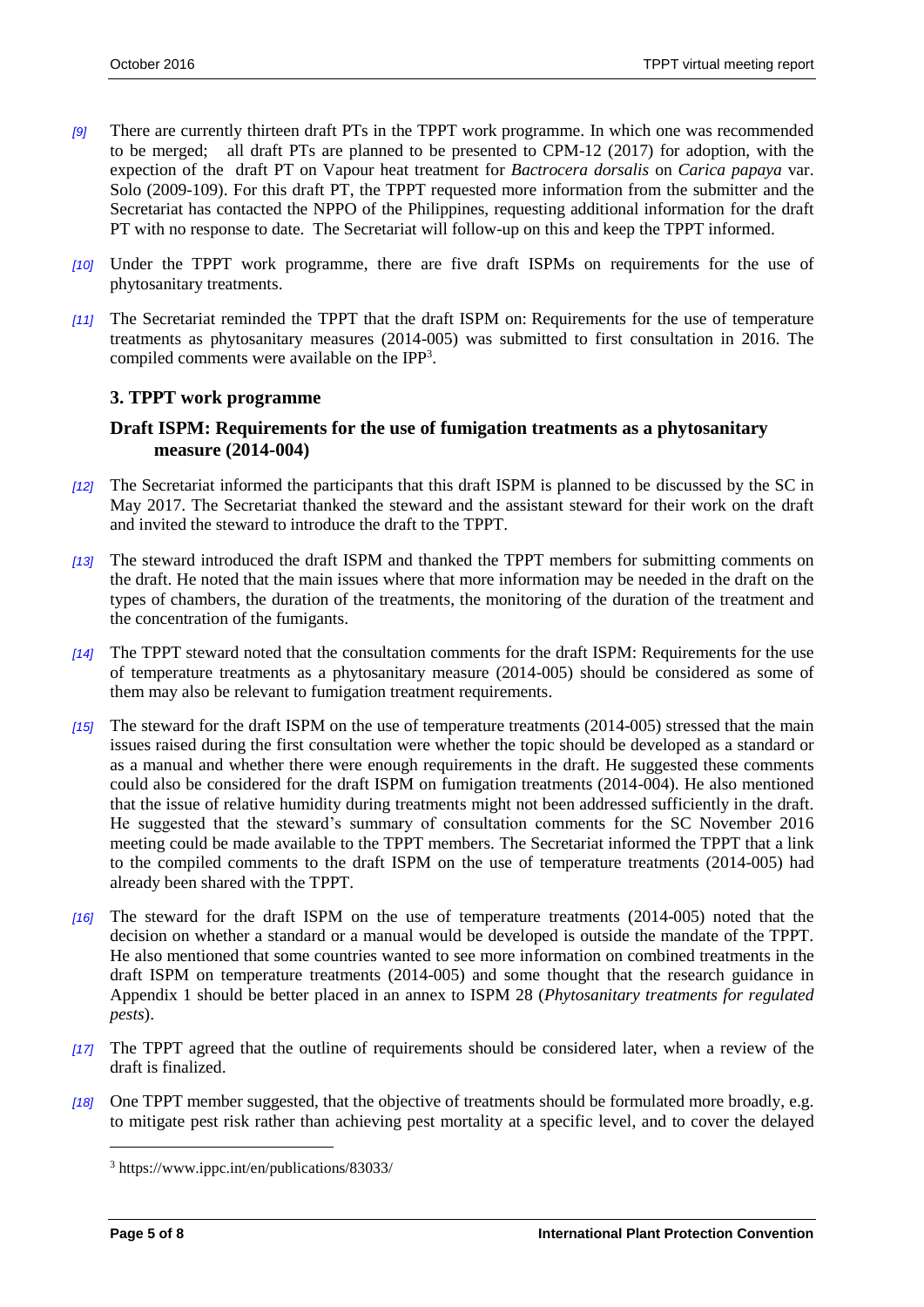*[9]* There are currently thirteen draft PTs in the TPPT work programme. In which one was recommended to be merged; all draft PTs are planned to be presented to CPM-12 (2017) for adoption, with the expection of the draft PT on Vapour heat treatment for *Bactrocera dorsalis* on *Carica papaya* var. Solo (2009-109). For this draft PT, the TPPT requested more information from the submitter and the Secretariat has contacted the NPPO of the Philippines, requesting additional information for the draft PT with no response to date. The Secretariat will follow-up on this and keep the TPPT informed.

*[10]* Under the TPPT work programme, there are five draft ISPMs on requirements for the use of phytosanitary treatments.

*[11]* The Secretariat reminded the TPPT that the draft ISPM on: Requirements for the use of temperature treatments as phytosanitary measures (2014-005) was submitted to first consultation in 2016. The compiled comments were available on the IPP[3].

### 3. TPPT work programme

### Draft ISPM: Requirements for the use of fumigation treatments as a phytosanitary measure (2014-004)

*[12]* The Secretariat informed the participants that this draft ISPM is planned to be discussed by the SC in May 2017. The Secretariat thanked the steward and the assistant steward for their work on the draft and invited the steward to introduce the draft to the TPPT.

*[13]* The steward introduced the draft ISPM and thanked the TPPT members for submitting comments on the draft. He noted that the main issues where that more information may be needed in the draft on the types of chambers, the duration of the treatments, the monitoring of the duration of the treatment and the concentration of the fumigants.

*[14]* The TPPT steward noted that the consultation comments for the draft ISPM: Requirements for the use of temperature treatments as a phytosanitary measure (2014-005) should be considered as some of them may also be relevant to fumigation treatment requirements.

*[15]* The steward for the draft ISPM on the use of temperature treatments (2014-005) stressed that the main issues raised during the first consultation were whether the topic should be developed as a standard or as a manual and whether there were enough requirements in the draft. He suggested these comments could also be considered for the draft ISPM on fumigation treatments (2014-004). He also mentioned that the issue of relative humidity during treatments might not been addressed sufficiently in the draft. He suggested that the steward's summary of consultation comments for the SC November 2016 meeting could be made available to the TPPT members. The Secretariat informed the TPPT that a link to the compiled comments to the draft ISPM on the use of temperature treatments (2014-005) had already been shared with the TPPT.

*[16]* The steward for the draft ISPM on the use of temperature treatments (2014-005) noted that the decision on whether a standard or a manual would be developed is outside the mandate of the TPPT. He also mentioned that some countries wanted to see more information on combined treatments in the draft ISPM on temperature treatments (2014-005) and some thought that the research guidance in Appendix 1 should be better placed in an annex to ISPM 28 (*Phytosanitary treatments for regulated pests*).

*[17]* The TPPT agreed that the outline of requirements should be considered later, when a review of the draft is finalized.

*[18]* One TPPT member suggested, that the objective of treatments should be formulated more broadly, e.g. to mitigate pest risk rather than achieving pest mortality at a specific level, and to cover the delayed

[3] https://www.ippc.int/en/publications/83033/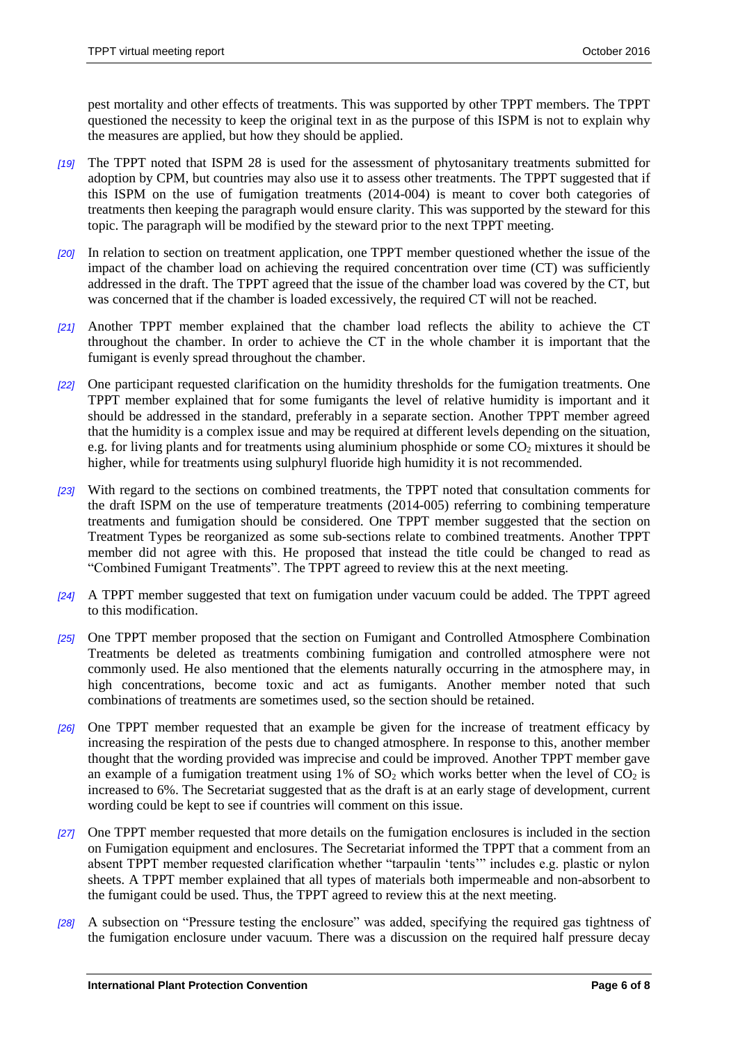pest mortality and other effects of treatments. This was supported by other TPPT members. The TPPT questioned the necessity to keep the original text in as the purpose of this ISPM is not to explain why the measures are applied, but how they should be applied.

*[19]* The TPPT noted that ISPM 28 is used for the assessment of phytosanitary treatments submitted for adoption by CPM, but countries may also use it to assess other treatments. The TPPT suggested that if this ISPM on the use of fumigation treatments (2014-004) is meant to cover both categories of treatments then keeping the paragraph would ensure clarity. This was supported by the steward for this topic. The paragraph will be modified by the steward prior to the next TPPT meeting.

*[20]* In relation to section on treatment application, one TPPT member questioned whether the issue of the impact of the chamber load on achieving the required concentration over time (CT) was sufficiently addressed in the draft. The TPPT agreed that the issue of the chamber load was covered by the CT, but was concerned that if the chamber is loaded excessively, the required CT will not be reached.

*[21]* Another TPPT member explained that the chamber load reflects the ability to achieve the CT throughout the chamber. In order to achieve the CT in the whole chamber it is important that the fumigant is evenly spread throughout the chamber.

*[22]* One participant requested clarification on the humidity thresholds for the fumigation treatments. One TPPT member explained that for some fumigants the level of relative humidity is important and it should be addressed in the standard, preferably in a separate section. Another TPPT member agreed that the humidity is a complex issue and may be required at different levels depending on the situation, e.g. for living plants and for treatments using aluminium phosphide or some $CO_2$ mixtures it should be higher, while for treatments using sulphuryl fluoride high humidity it is not recommended.

*[23]* With regard to the sections on combined treatments, the TPPT noted that consultation comments for the draft ISPM on the use of temperature treatments (2014-005) referring to combining temperature treatments and fumigation should be considered. One TPPT member suggested that the section on Treatment Types be reorganized as some sub-sections relate to combined treatments. Another TPPT member did not agree with this. He proposed that instead the title could be changed to read as "Combined Fumigant Treatments". The TPPT agreed to review this at the next meeting.

*[24]* A TPPT member suggested that text on fumigation under vacuum could be added. The TPPT agreed to this modification.

*[25]* One TPPT member proposed that the section on Fumigant and Controlled Atmosphere Combination Treatments be deleted as treatments combining fumigation and controlled atmosphere were not commonly used. He also mentioned that the elements naturally occurring in the atmosphere may, in high concentrations, become toxic and act as fumigants. Another member noted that such combinations of treatments are sometimes used, so the section should be retained.

*[26]* One TPPT member requested that an example be given for the increase of treatment efficacy by increasing the respiration of the pests due to changed atmosphere. In response to this, another member thought that the wording provided was imprecise and could be improved. Another TPPT member gave an example of a fumigation treatment using 1% of $SO_2$ which works better when the level of $CO_2$ is increased to 6%. The Secretariat suggested that as the draft is at an early stage of development, current wording could be kept to see if countries will comment on this issue.

*[27]* One TPPT member requested that more details on the fumigation enclosures is included in the section on Fumigation equipment and enclosures. The Secretariat informed the TPPT that a comment from an absent TPPT member requested clarification whether "tarpaulin 'tents'" includes e.g. plastic or nylon sheets. A TPPT member explained that all types of materials both impermeable and non-absorbent to the fumigant could be used. Thus, the TPPT agreed to review this at the next meeting.

*[28]* A subsection on "Pressure testing the enclosure" was added, specifying the required gas tightness of the fumigation enclosure under vacuum. There was a discussion on the required half pressure decay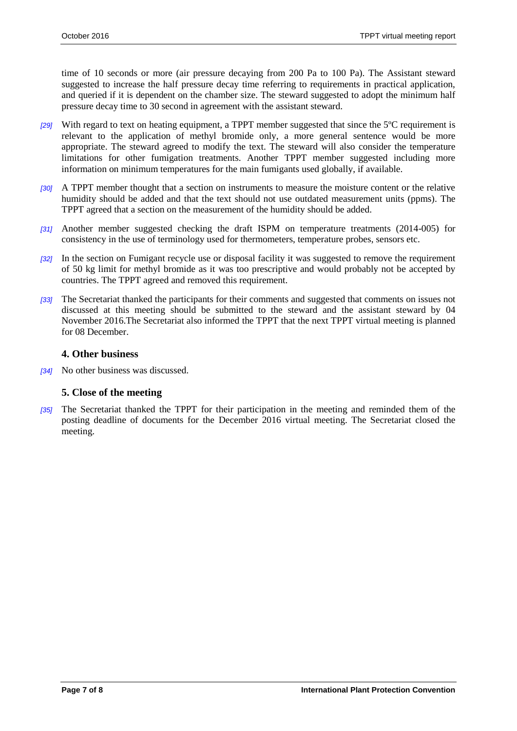time of 10 seconds or more (air pressure decaying from 200 Pa to 100 Pa). The Assistant steward suggested to increase the half pressure decay time referring to requirements in practical application, and queried if it is dependent on the chamber size. The steward suggested to adopt the minimum half pressure decay time to 30 second in agreement with the assistant steward.

*[29]* With regard to text on heating equipment, a TPPT member suggested that since the 5ºC requirement is relevant to the application of methyl bromide only, a more general sentence would be more appropriate. The steward agreed to modify the text. The steward will also consider the temperature limitations for other fumigation treatments. Another TPPT member suggested including more information on minimum temperatures for the main fumigants used globally, if available.

*[30]* A TPPT member thought that a section on instruments to measure the moisture content or the relative humidity should be added and that the text should not use outdated measurement units (ppms). The TPPT agreed that a section on the measurement of the humidity should be added.

*[31]* Another member suggested checking the draft ISPM on temperature treatments (2014-005) for consistency in the use of terminology used for thermometers, temperature probes, sensors etc.

*[32]* In the section on Fumigant recycle use or disposal facility it was suggested to remove the requirement of 50 kg limit for methyl bromide as it was too prescriptive and would probably not be accepted by countries. The TPPT agreed and removed this requirement.

*[33]* The Secretariat thanked the participants for their comments and suggested that comments on issues not discussed at this meeting should be submitted to the steward and the assistant steward by 04 November 2016.The Secretariat also informed the TPPT that the next TPPT virtual meeting is planned for 08 December.

## 4. Other business

*[34]* No other business was discussed.

## 5. Close of the meeting

*[35]* The Secretariat thanked the TPPT for their participation in the meeting and reminded them of the posting deadline of documents for the December 2016 virtual meeting. The Secretariat closed the meeting.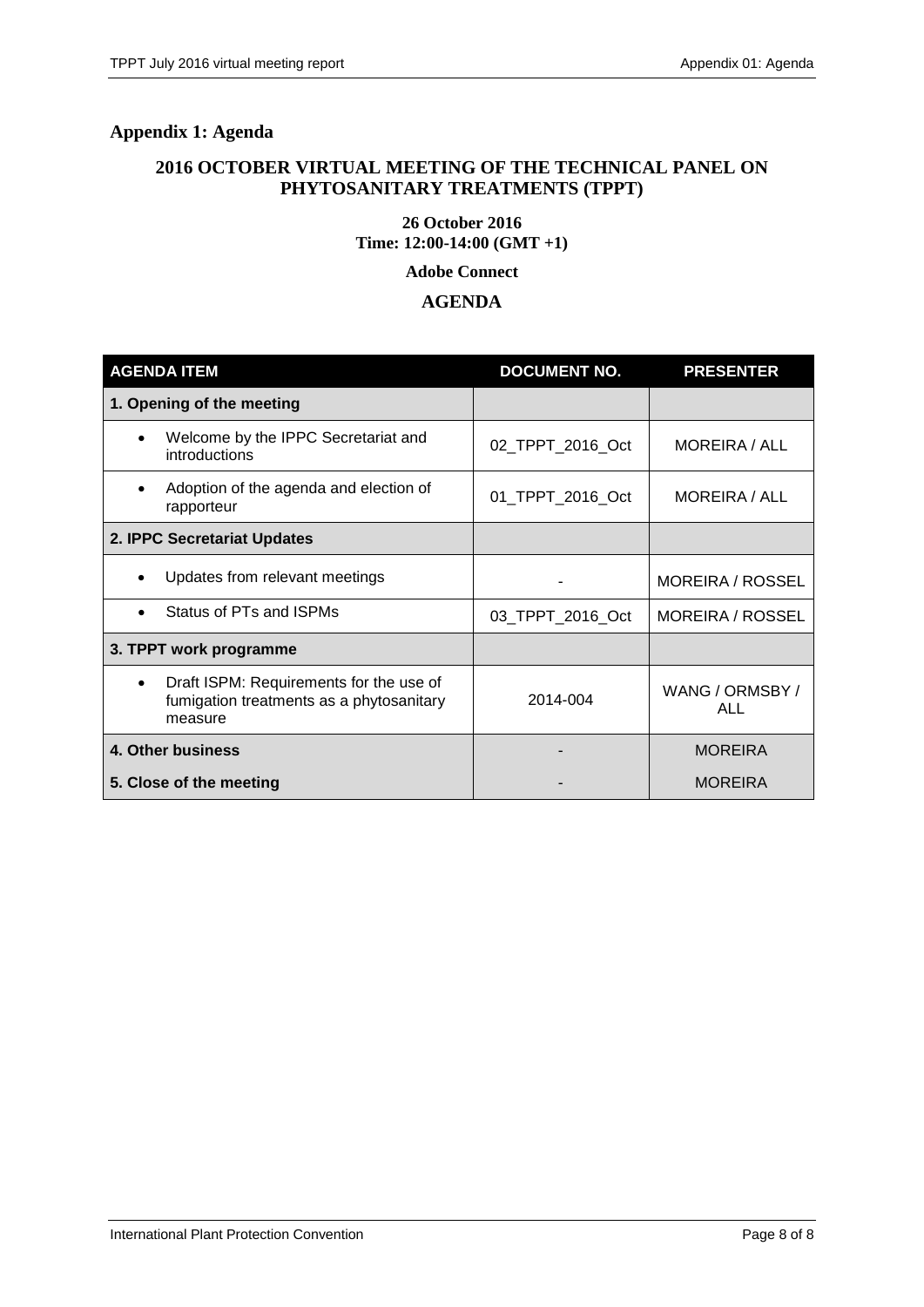## Appendix 1: Agenda

### 2016 OCTOBER VIRTUAL MEETING OF THE TECHNICAL PANEL ON PHYTOSANITARY TREATMENTS (TPPT)

**26 October 2016**
**Time: 12:00-14:00 (GMT +1)**

**Adobe Connect**

**AGENDA**

| AGENDA ITEM | DOCUMENT NO. | PRESENTER |
|---|---|---|
| **1. Opening of the meeting** | | |
| • Welcome by the IPPC Secretariat and introductions | 02_TPPT_2016_Oct | MOREIRA / ALL |
| • Adoption of the agenda and election of rapporteur | 01_TPPT_2016_Oct | MOREIRA / ALL |
| **2. IPPC Secretariat Updates** | | |
| • Updates from relevant meetings | - | MOREIRA / ROSSEL |
| • Status of PTs and ISPMs | 03_TPPT_2016_Oct | MOREIRA / ROSSEL |
| **3. TPPT work programme** | | |
| • Draft ISPM: Requirements for the use of fumigation treatments as a phytosanitary measure | 2014-004 | WANG / ORMSBY / ALL |
| **4. Other business** | - | MOREIRA |
| **5. Close of the meeting** | - | MOREIRA |